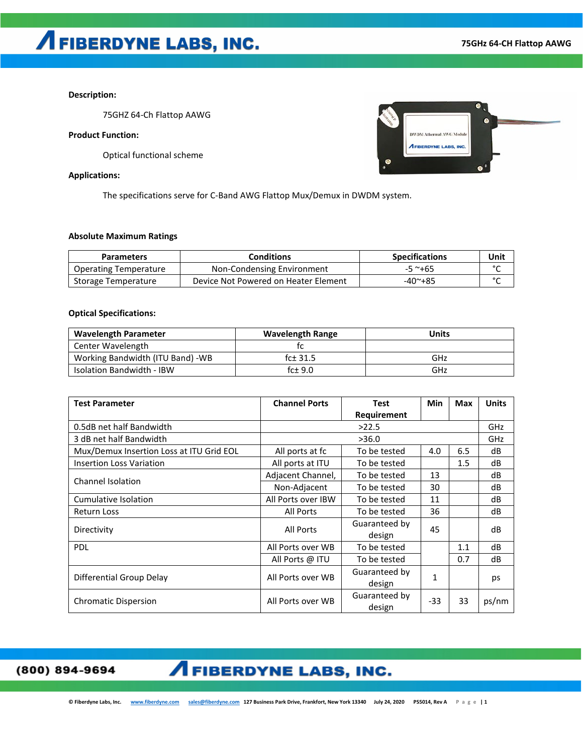**Description:**

75GHZ 64-Ch Flattop AAWG

**Product Function:**

Optical functional scheme

**Applications:**

The specifications serve for C-Band AWG Flattop Mux/Demux in DWDM system.

**Absolute Maximum Ratings**

| Parameters | Conditions | Specifications | Unit |
|---|---|---|---|
| Operating Temperature | Non-Condensing Environment | -5 ~+65 | °C |
| Storage Temperature | Device Not Powered on Heater Element | -40~+85 | °C |

**Optical Specifications:**

| Wavelength Parameter | Wavelength Range | Units |
|---|---|---|
| Center Wavelength | fc | |
| Working Bandwidth (ITU Band) -WB | fc± 31.5 | GHz |
| Isolation Bandwidth - IBW | fc± 9.0 | GHz |

| Test Parameter | Channel Ports | Test Requirement | Min | Max | Units |
|---|---|---|---|---|---|
| 0.5dB net half Bandwidth | >22.5 | | | | GHz |
| 3 dB net half Bandwidth | >36.0 | | | | GHz |
| Mux/Demux Insertion Loss at ITU Grid EOL | All ports at fc | To be tested | 4.0 | 6.5 | dB |
| Insertion Loss Variation | All ports at ITU | To be tested | | 1.5 | dB |
| Channel Isolation | Adjacent Channel, | To be tested | 13 | | dB |
| | Non-Adjacent | To be tested | 30 | | dB |
| Cumulative Isolation | All Ports over IBW | To be tested | 11 | | dB |
| Return Loss | All Ports | To be tested | 36 | | dB |
| Directivity | All Ports | Guaranteed by design | 45 | | dB |
| PDL | All Ports over WB | To be tested | | 1.1 | dB |
| | All Ports @ ITU | To be tested | | 0.7 | dB |
| Differential Group Delay | All Ports over WB | Guaranteed by design | 1 | | ps |
| Chromatic Dispersion | All Ports over WB | Guaranteed by design | -33 | 33 | ps/nm |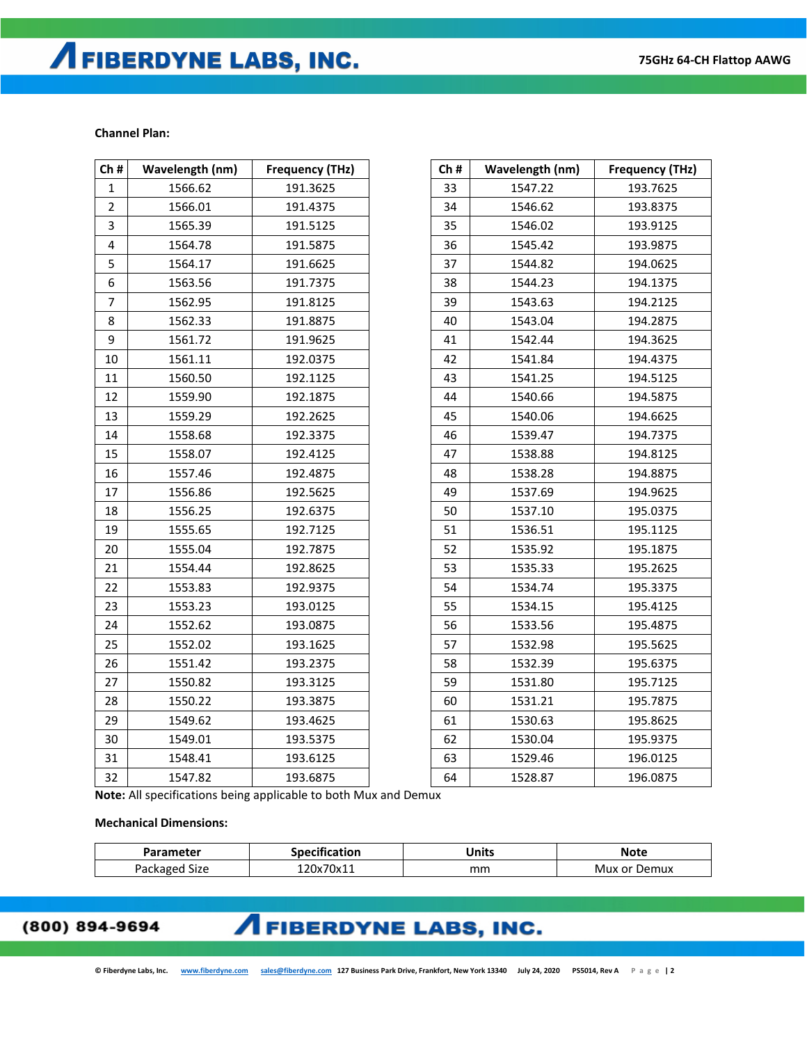**Channel Plan:**

| Ch # | Wavelength (nm) | Frequency (THz) |
|---|---|---|
| 1 | 1566.62 | 191.3625 |
| 2 | 1566.01 | 191.4375 |
| 3 | 1565.39 | 191.5125 |
| 4 | 1564.78 | 191.5875 |
| 5 | 1564.17 | 191.6625 |
| 6 | 1563.56 | 191.7375 |
| 7 | 1562.95 | 191.8125 |
| 8 | 1562.33 | 191.8875 |
| 9 | 1561.72 | 191.9625 |
| 10 | 1561.11 | 192.0375 |
| 11 | 1560.50 | 192.1125 |
| 12 | 1559.90 | 192.1875 |
| 13 | 1559.29 | 192.2625 |
| 14 | 1558.68 | 192.3375 |
| 15 | 1558.07 | 192.4125 |
| 16 | 1557.46 | 192.4875 |
| 17 | 1556.86 | 192.5625 |
| 18 | 1556.25 | 192.6375 |
| 19 | 1555.65 | 192.7125 |
| 20 | 1555.04 | 192.7875 |
| 21 | 1554.44 | 192.8625 |
| 22 | 1553.83 | 192.9375 |
| 23 | 1553.23 | 193.0125 |
| 24 | 1552.62 | 193.0875 |
| 25 | 1552.02 | 193.1625 |
| 26 | 1551.42 | 193.2375 |
| 27 | 1550.82 | 193.3125 |
| 28 | 1550.22 | 193.3875 |
| 29 | 1549.62 | 193.4625 |
| 30 | 1549.01 | 193.5375 |
| 31 | 1548.41 | 193.6125 |
| 32 | 1547.82 | 193.6875 |

| Ch # | Wavelength (nm) | Frequency (THz) |
|---|---|---|
| 33 | 1547.22 | 193.7625 |
| 34 | 1546.62 | 193.8375 |
| 35 | 1546.02 | 193.9125 |
| 36 | 1545.42 | 193.9875 |
| 37 | 1544.82 | 194.0625 |
| 38 | 1544.23 | 194.1375 |
| 39 | 1543.63 | 194.2125 |
| 40 | 1543.04 | 194.2875 |
| 41 | 1542.44 | 194.3625 |
| 42 | 1541.84 | 194.4375 |
| 43 | 1541.25 | 194.5125 |
| 44 | 1540.66 | 194.5875 |
| 45 | 1540.06 | 194.6625 |
| 46 | 1539.47 | 194.7375 |
| 47 | 1538.88 | 194.8125 |
| 48 | 1538.28 | 194.8875 |
| 49 | 1537.69 | 194.9625 |
| 50 | 1537.10 | 195.0375 |
| 51 | 1536.51 | 195.1125 |
| 52 | 1535.92 | 195.1875 |
| 53 | 1535.33 | 195.2625 |
| 54 | 1534.74 | 195.3375 |
| 55 | 1534.15 | 195.4125 |
| 56 | 1533.56 | 195.4875 |
| 57 | 1532.98 | 195.5625 |
| 58 | 1532.39 | 195.6375 |
| 59 | 1531.80 | 195.7125 |
| 60 | 1531.21 | 195.7875 |
| 61 | 1530.63 | 195.8625 |
| 62 | 1530.04 | 195.9375 |
| 63 | 1529.46 | 196.0125 |
| 64 | 1528.87 | 196.0875 |

**Note:** All specifications being applicable to both Mux and Demux

**Mechanical Dimensions:**

| Parameter | Specification | Units | Note |
|---|---|---|---|
| Packaged Size | 120x70x11 | mm | Mux or Demux |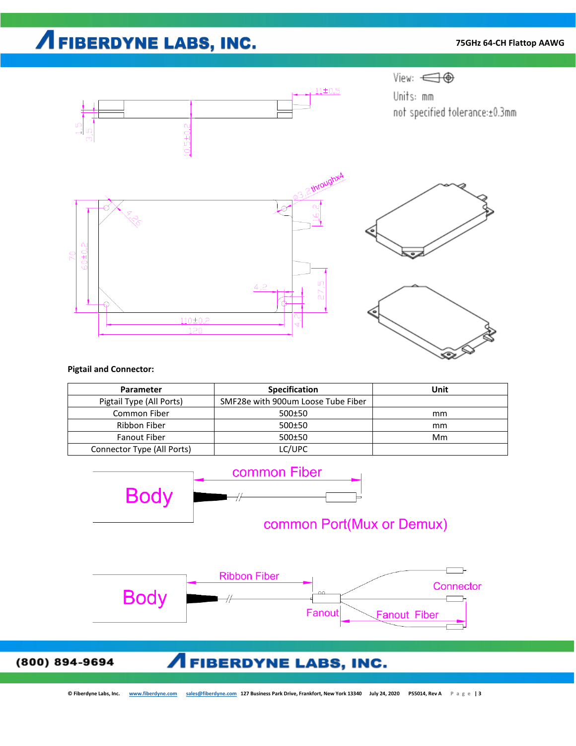View:

Units: mm

not specified tolerance:±0.3mm

**Pigtail and Connector:**

| Parameter | Specification | Unit |
|---|---|---|
| Pigtail Type (All Ports) | SMF28e with 900um Loose Tube Fiber | |
| Common Fiber | 500±50 | mm |
| Ribbon Fiber | 500±50 | mm |
| Fanout Fiber | 500±50 | Mm |
| Connector Type (All Ports) | LC/UPC | |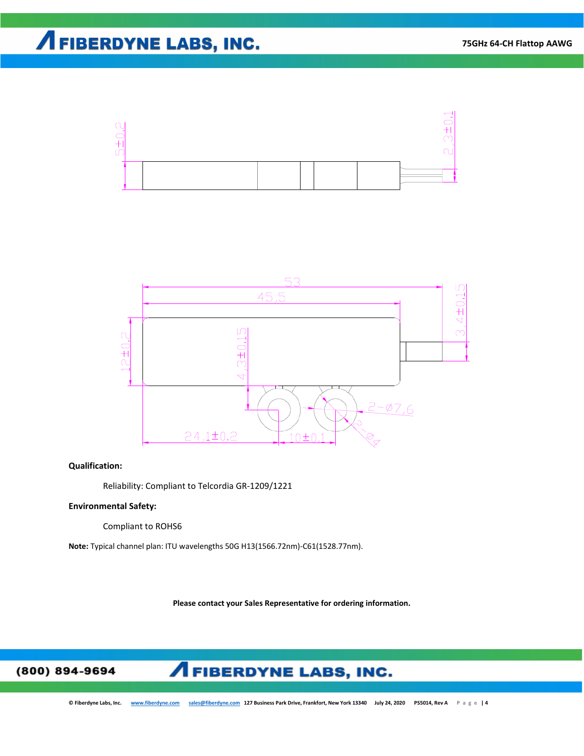5±0.2

2.3±0.1

53

45.5

3.4±0.15

12±0.2

4.3±0.15

2-Ø7.6

2-Ø4

24.1±0.2

10±0.1

**Qualification:**

Reliability: Compliant to Telcordia GR-1209/1221

**Environmental Safety:**

Compliant to ROHS6

**Note:** Typical channel plan: ITU wavelengths 50G H13(1566.72nm)-C61(1528.77nm).

**Please contact your Sales Representative for ordering information.**